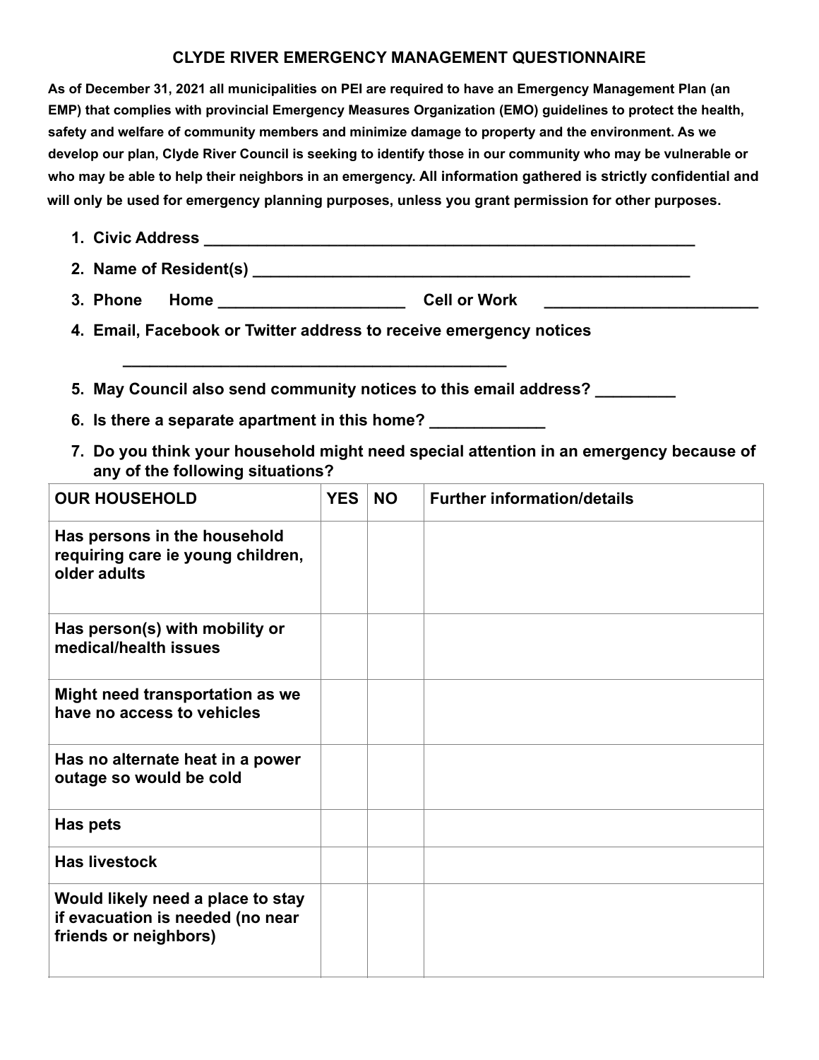# CLYDE RIVER EMERGENCY MANAGEMENT QUESTIONNAIRE

**As of December 31, 2021 all municipalities on PEI are required to have an Emergency Management Plan (an EMP) that complies with provincial Emergency Measures Organization (EMO) guidelines to protect the health, safety and welfare of community members and minimize damage to property and the environment. As we develop our plan, Clyde River Council is seeking to identify those in our community who may be vulnerable or who may be able to help their neighbors in an emergency. All information gathered is strictly confidential and will only be used for emergency planning purposes, unless you grant permission for other purposes.**

1. **Civic Address** ________________________________________________________
2. **Name of Resident(s)** __________________________________________________
3. **Phone Home** _____________________ **Cell or Work** ________________________
4. **Email, Facebook or Twitter address to receive emergency notices**

   ____________________________________________

5. **May Council also send community notices to this email address?** _________
6. **Is there a separate apartment in this home?** _____________
7. **Do you think your household might need special attention in an emergency because of any of the following situations?**

| OUR HOUSEHOLD | YES | NO | Further information/details |
|---|---|---|---|
| Has persons in the household requiring care ie young children, older adults | | | |
| Has person(s) with mobility or medical/health issues | | | |
| Might need transportation as we have no access to vehicles | | | |
| Has no alternate heat in a power outage so would be cold | | | |
| Has pets | | | |
| Has livestock | | | |
| Would likely need a place to stay if evacuation is needed (no near friends or neighbors) | | | |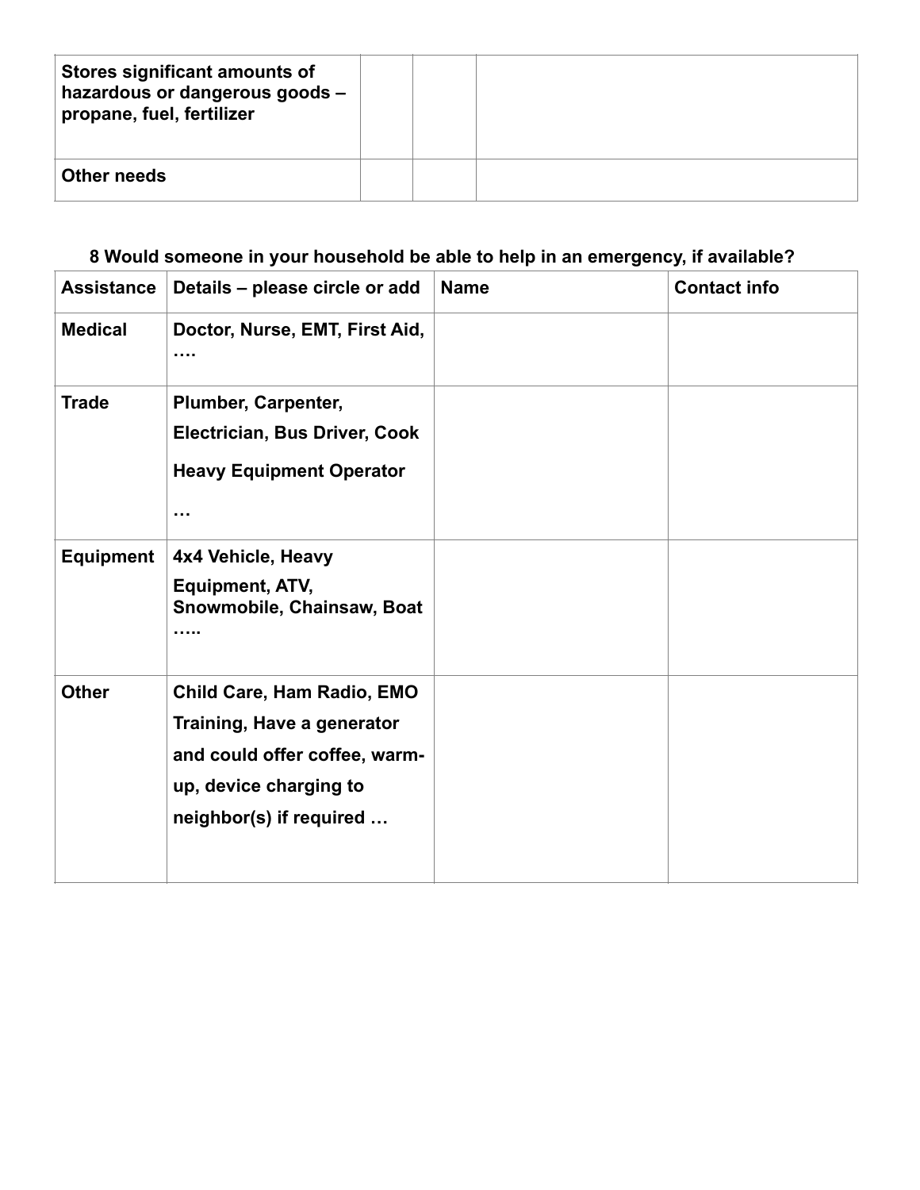| | | | |
|---|---|---|---|
| **Stores significant amounts of hazardous or dangerous goods – propane, fuel, fertilizer** | | | |
| **Other needs** | | | |

**8 Would someone in your household be able to help in an emergency, if available?**

| Assistance | Details – please circle or add | Name | Contact info |
|---|---|---|---|
| **Medical** | **Doctor, Nurse, EMT, First Aid, ….** | | |
| **Trade** | **Plumber, Carpenter, Electrician, Bus Driver, Cook Heavy Equipment Operator …** | | |
| **Equipment** | **4x4 Vehicle, Heavy Equipment, ATV, Snowmobile, Chainsaw, Boat …..** | | |
| **Other** | **Child Care, Ham Radio, EMO Training, Have a generator and could offer coffee, warm-up, device charging to neighbor(s) if required …** | | |